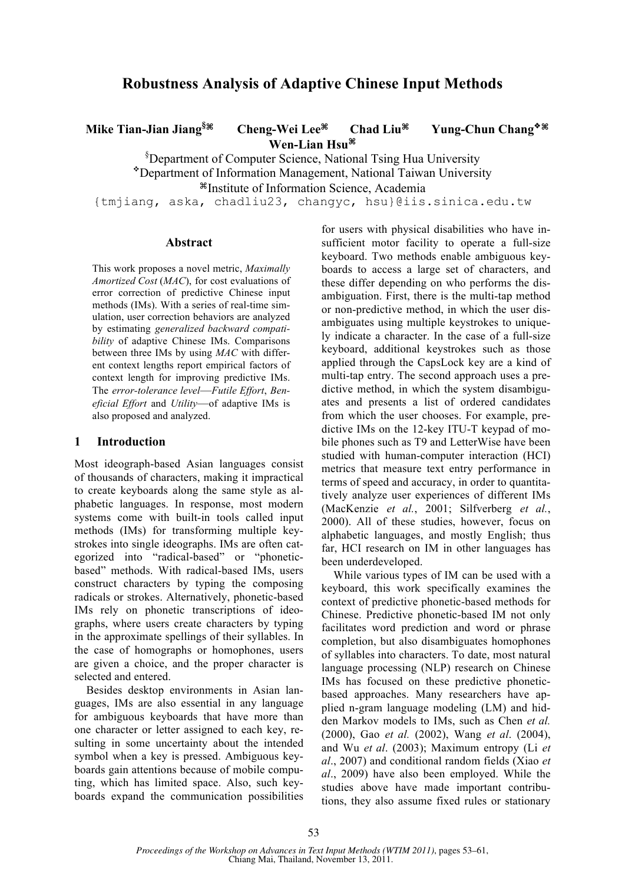# Robustness Analysis of Adaptive Chinese Input Methods

**Mike Tian-Jian Jiang**[§⌘] **Cheng-Wei Lee**[⌘] **Chad Liu**[⌘] **Yung-Chun Chang**[❖⌘] **Wen-Lian Hsu**[⌘]

[§]Department of Computer Science, National Tsing Hua University
[❖]Department of Information Management, National Taiwan University
[⌘]Institute of Information Science, Academia
{tmjiang, aska, chadliu23, changyc, hsu}@iis.sinica.edu.tw

## Abstract

This work proposes a novel metric, *Maximally Amortized Cost* (*MAC*), for cost evaluations of error correction of predictive Chinese input methods (IMs). With a series of real-time simulation, user correction behaviors are analyzed by estimating *generalized backward compatibility* of adaptive Chinese IMs. Comparisons between three IMs by using *MAC* with different context lengths report empirical factors of context length for improving predictive IMs. The *error-tolerance level*—*Futile Effort*, *Beneficial Effort* and *Utility*—of adaptive IMs is also proposed and analyzed.

## 1 Introduction

Most ideograph-based Asian languages consist of thousands of characters, making it impractical to create keyboards along the same style as alphabetic languages. In response, most modern systems come with built-in tools called input methods (IMs) for transforming multiple keystrokes into single ideographs. IMs are often categorized into "radical-based" or "phonetic-based" methods. With radical-based IMs, users construct characters by typing the composing radicals or strokes. Alternatively, phonetic-based IMs rely on phonetic transcriptions of ideographs, where users create characters by typing in the approximate spellings of their syllables. In the case of homographs or homophones, users are given a choice, and the proper character is selected and entered.

Besides desktop environments in Asian languages, IMs are also essential in any language for ambiguous keyboards that have more than one character or letter assigned to each key, resulting in some uncertainty about the intended symbol when a key is pressed. Ambiguous keyboards gain attentions because of mobile computing, which has limited space. Also, such keyboards expand the communication possibilities for users with physical disabilities who have insufficient motor facility to operate a full-size keyboard. Two methods enable ambiguous keyboards to access a large set of characters, and these differ depending on who performs the disambiguation. First, there is the multi-tap method or non-predictive method, in which the user disambiguates using multiple keystrokes to uniquely indicate a character. In the case of a full-size keyboard, additional keystrokes such as those applied through the CapsLock key are a kind of multi-tap entry. The second approach uses a predictive method, in which the system disambiguates and presents a list of ordered candidates from which the user chooses. For example, predictive IMs on the 12-key ITU-T keypad of mobile phones such as T9 and LetterWise have been studied with human-computer interaction (HCI) metrics that measure text entry performance in terms of speed and accuracy, in order to quantitatively analyze user experiences of different IMs (MacKenzie *et al.*, 2001; Silfverberg *et al.*, 2000). All of these studies, however, focus on alphabetic languages, and mostly English; thus far, HCI research on IM in other languages has been underdeveloped.

While various types of IM can be used with a keyboard, this work specifically examines the context of predictive phonetic-based methods for Chinese. Predictive phonetic-based IM not only facilitates word prediction and word or phrase completion, but also disambiguates homophones of syllables into characters. To date, most natural language processing (NLP) research on Chinese IMs has focused on these predictive phonetic-based approaches. Many researchers have applied n-gram language modeling (LM) and hidden Markov models to IMs, such as Chen *et al.* (2000), Gao *et al.* (2002), Wang *et al*. (2004), and Wu *et al*. (2003); Maximum entropy (Li *et al*., 2007) and conditional random fields (Xiao *et al*., 2009) have also been employed. While the studies above have made important contributions, they also assume fixed rules or stationary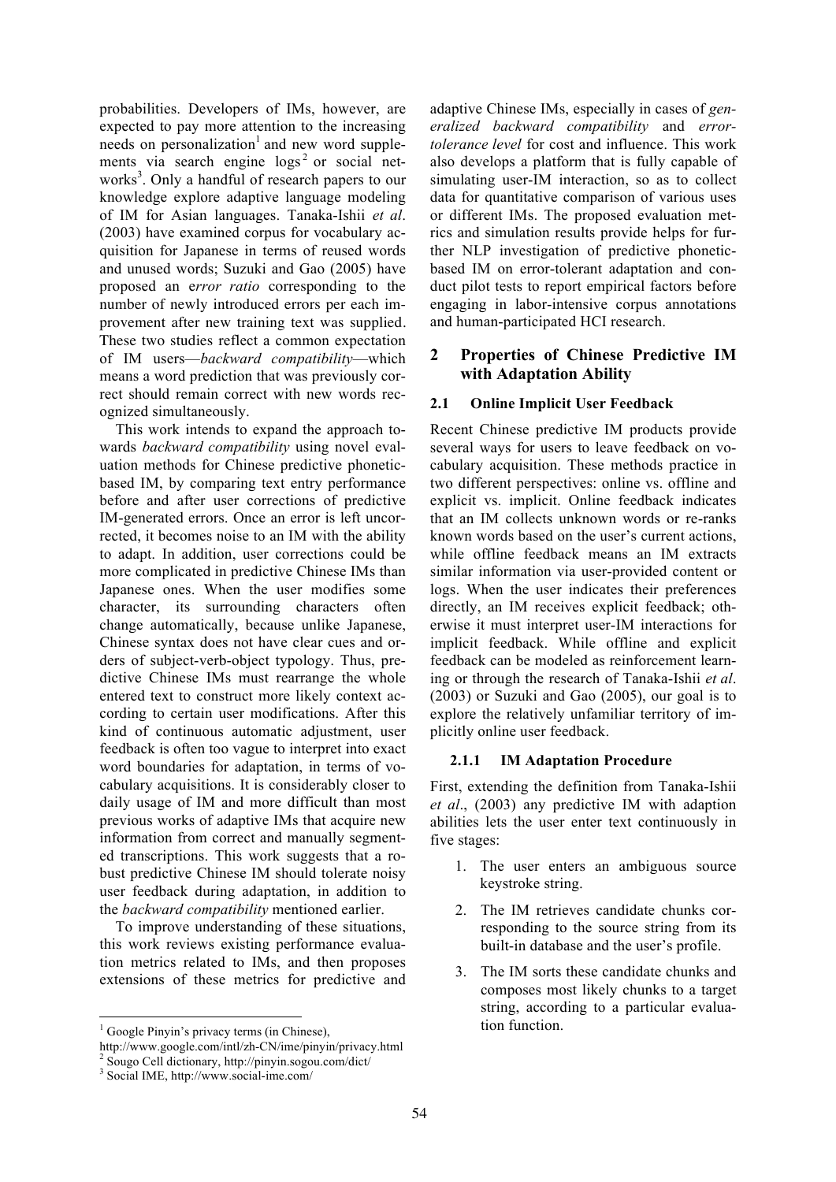probabilities. Developers of IMs, however, are expected to pay more attention to the increasing needs on personalization[1] and new word supplements via search engine logs[2] or social networks[3]. Only a handful of research papers to our knowledge explore adaptive language modeling of IM for Asian languages. Tanaka-Ishii *et al*. (2003) have examined corpus for vocabulary acquisition for Japanese in terms of reused words and unused words; Suzuki and Gao (2005) have proposed an e*rror ratio* corresponding to the number of newly introduced errors per each improvement after new training text was supplied. These two studies reflect a common expectation of IM users—*backward compatibility*—which means a word prediction that was previously correct should remain correct with new words recognized simultaneously.

This work intends to expand the approach towards *backward compatibility* using novel evaluation methods for Chinese predictive phonetic-based IM, by comparing text entry performance before and after user corrections of predictive IM-generated errors. Once an error is left uncorrected, it becomes noise to an IM with the ability to adapt. In addition, user corrections could be more complicated in predictive Chinese IMs than Japanese ones. When the user modifies some character, its surrounding characters often change automatically, because unlike Japanese, Chinese syntax does not have clear cues and orders of subject-verb-object typology. Thus, predictive Chinese IMs must rearrange the whole entered text to construct more likely context according to certain user modifications. After this kind of continuous automatic adjustment, user feedback is often too vague to interpret into exact word boundaries for adaptation, in terms of vocabulary acquisitions. It is considerably closer to daily usage of IM and more difficult than most previous works of adaptive IMs that acquire new information from correct and manually segmented transcriptions. This work suggests that a robust predictive Chinese IM should tolerate noisy user feedback during adaptation, in addition to the *backward compatibility* mentioned earlier.

To improve understanding of these situations, this work reviews existing performance evaluation metrics related to IMs, and then proposes extensions of these metrics for predictive and adaptive Chinese IMs, especially in cases of *generalized backward compatibility* and *error-tolerance level* for cost and influence. This work also develops a platform that is fully capable of simulating user-IM interaction, so as to collect data for quantitative comparison of various uses or different IMs. The proposed evaluation metrics and simulation results provide helps for further NLP investigation of predictive phonetic-based IM on error-tolerant adaptation and conduct pilot tests to report empirical factors before engaging in labor-intensive corpus annotations and human-participated HCI research.

## 2 Properties of Chinese Predictive IM with Adaptation Ability

### 2.1 Online Implicit User Feedback

Recent Chinese predictive IM products provide several ways for users to leave feedback on vocabulary acquisition. These methods practice in two different perspectives: online vs. offline and explicit vs. implicit. Online feedback indicates that an IM collects unknown words or re-ranks known words based on the user's current actions, while offline feedback means an IM extracts similar information via user-provided content or logs. When the user indicates their preferences directly, an IM receives explicit feedback; otherwise it must interpret user-IM interactions for implicit feedback. While offline and explicit feedback can be modeled as reinforcement learning or through the research of Tanaka-Ishii *et al*. (2003) or Suzuki and Gao (2005), our goal is to explore the relatively unfamiliar territory of implicitly online user feedback.

#### 2.1.1 IM Adaptation Procedure

First, extending the definition from Tanaka-Ishii *et al*., (2003) any predictive IM with adaption abilities lets the user enter text continuously in five stages:

1. The user enters an ambiguous source keystroke string.
2. The IM retrieves candidate chunks corresponding to the source string from its built-in database and the user's profile.
3. The IM sorts these candidate chunks and composes most likely chunks to a target string, according to a particular evaluation function.

---

[1] Google Pinyin's privacy terms (in Chinese), http://www.google.com/intl/zh-CN/ime/pinyin/privacy.html

[2] Sougo Cell dictionary, http://pinyin.sogou.com/dict/

[3] Social IME, http://www.social-ime.com/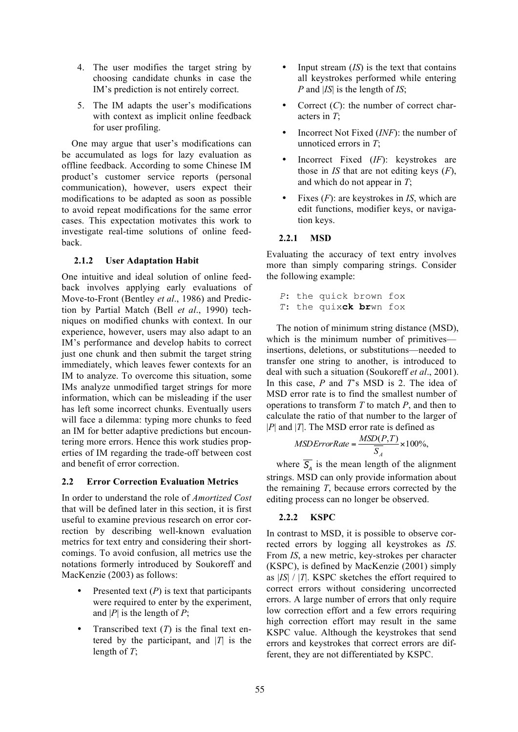4. The user modifies the target string by choosing candidate chunks in case the IM's prediction is not entirely correct.
5. The IM adapts the user's modifications with context as implicit online feedback for user profiling.

One may argue that user's modifications can be accumulated as logs for lazy evaluation as offline feedback. According to some Chinese IM product's customer service reports (personal communication), however, users expect their modifications to be adapted as soon as possible to avoid repeat modifications for the same error cases. This expectation motivates this work to investigate real-time solutions of online feedback.

### 2.1.2 User Adaptation Habit

One intuitive and ideal solution of online feedback involves applying early evaluations of Move-to-Front (Bentley *et al*., 1986) and Prediction by Partial Match (Bell *et al*., 1990) techniques on modified chunks with context. In our experience, however, users may also adapt to an IM's performance and develop habits to correct just one chunk and then submit the target string immediately, which leaves fewer contexts for an IM to analyze. To overcome this situation, some IMs analyze unmodified target strings for more information, which can be misleading if the user has left some incorrect chunks. Eventually users will face a dilemma: typing more chunks to feed an IM for better adaptive predictions but encountering more errors. Hence this work studies properties of IM regarding the trade-off between cost and benefit of error correction.

## 2.2 Error Correction Evaluation Metrics

In order to understand the role of *Amortized Cost* that will be defined later in this section, it is first useful to examine previous research on error correction by describing well-known evaluation metrics for text entry and considering their shortcomings. To avoid confusion, all metrics use the notations formerly introduced by Soukoreff and MacKenzie (2003) as follows:

- Presented text (*P*) is text that participants were required to enter by the experiment, and |*P*| is the length of *P*;
- Transcribed text (*T*) is the final text entered by the participant, and |*T*| is the length of *T*;
- Input stream (*IS*) is the text that contains all keystrokes performed while entering *P* and |*IS*| is the length of *IS*;
- Correct (*C*): the number of correct characters in *T*;
- Incorrect Not Fixed (*INF*): the number of unnoticed errors in *T*;
- Incorrect Fixed (*IF*): keystrokes are those in *IS* that are not editing keys (*F*), and which do not appear in *T*;
- Fixes (*F*): are keystrokes in *IS*, which are edit functions, modifier keys, or navigation keys.

### 2.2.1 MSD

Evaluating the accuracy of text entry involves more than simply comparing strings. Consider the following example:

```
P: the quick brown fox
T: the quixck brwn fox
```

The notion of minimum string distance (MSD), which is the minimum number of primitives—insertions, deletions, or substitutions—needed to transfer one string to another, is introduced to deal with such a situation (Soukoreff *et al*., 2001). In this case, *P* and *T*'s MSD is 2. The idea of MSD error rate is to find the smallest number of operations to transform *T* to match *P*, and then to calculate the ratio of that number to the larger of |*P*| and |*T*|. The MSD error rate is defined as

$$MSDErrorRate = \frac{MSD(P,T)}{\overline{S_A}} \times 100\%,$$

where $\overline{S_A}$ is the mean length of the alignment strings. MSD can only provide information about the remaining *T*, because errors corrected by the editing process can no longer be observed.

### 2.2.2 KSPC

In contrast to MSD, it is possible to observe corrected errors by logging all keystrokes as *IS*. From *IS*, a new metric, key-strokes per character (KSPC), is defined by MacKenzie (2001) simply as |*IS*| / |*T*|. KSPC sketches the effort required to correct errors without considering uncorrected errors. A large number of errors that only require low correction effort and a few errors requiring high correction effort may result in the same KSPC value. Although the keystrokes that send errors and keystrokes that correct errors are different, they are not differentiated by KSPC.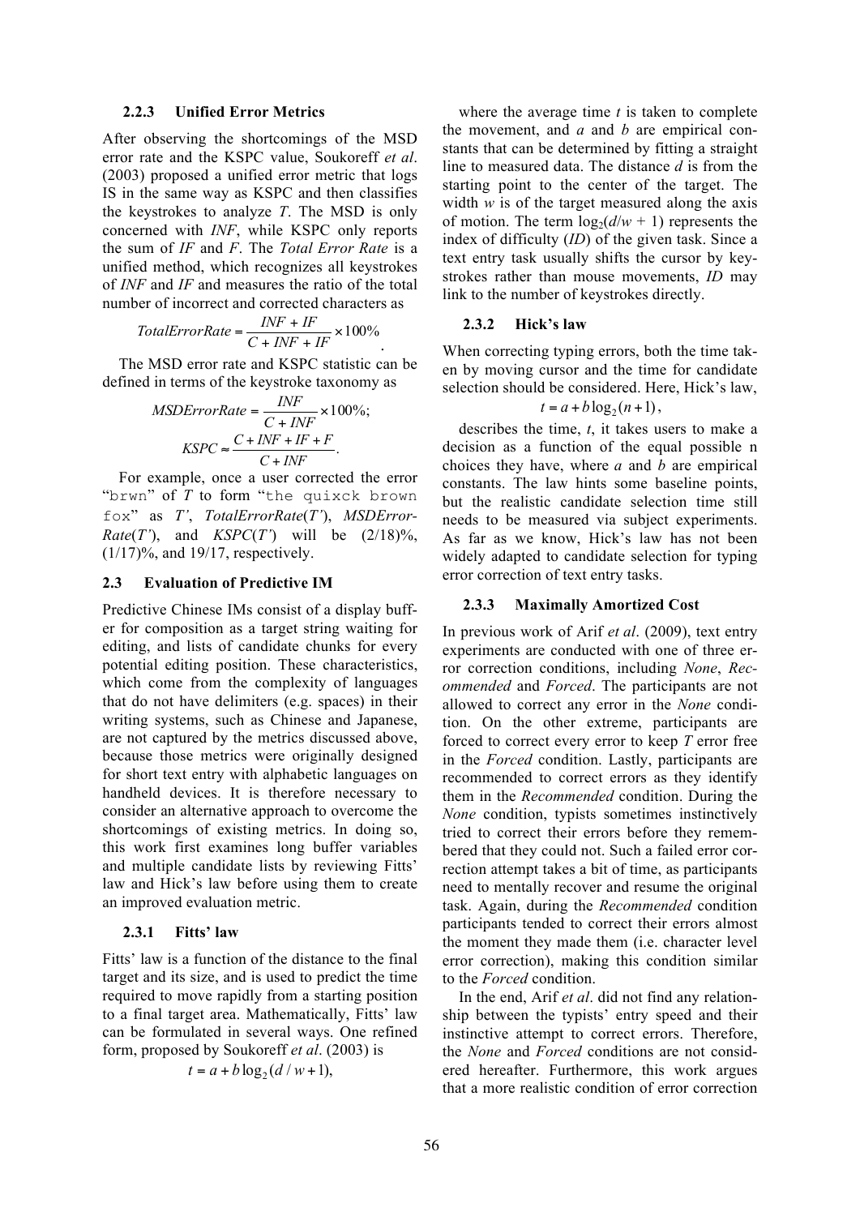#### 2.2.3 Unified Error Metrics

After observing the shortcomings of the MSD error rate and the KSPC value, Soukoreff *et al*. (2003) proposed a unified error metric that logs IS in the same way as KSPC and then classifies the keystrokes to analyze *T*. The MSD is only concerned with *INF*, while KSPC only reports the sum of *IF* and *F*. The *Total Error Rate* is a unified method, which recognizes all keystrokes of *INF* and *IF* and measures the ratio of the total number of incorrect and corrected characters as

$$TotalErrorRate = \frac{INF + IF}{C + INF + IF} \times 100\%.$$

The MSD error rate and KSPC statistic can be defined in terms of the keystroke taxonomy as

$$MSDErrorRate = \frac{INF}{C + INF} \times 100\%;$$

$$KSPC \approx \frac{C + INF + IF + F}{C + INF}.$$

For example, once a user corrected the error "`brwn`" of *T* to form "`the quixck brown fox`" as *T'*, *TotalErrorRate*(*T'*), *MSDErrorRate*(*T'*), and *KSPC*(*T'*) will be (2/18)%, (1/17)%, and 19/17, respectively.

### 2.3 Evaluation of Predictive IM

Predictive Chinese IMs consist of a display buffer for composition as a target string waiting for editing, and lists of candidate chunks for every potential editing position. These characteristics, which come from the complexity of languages that do not have delimiters (e.g. spaces) in their writing systems, such as Chinese and Japanese, are not captured by the metrics discussed above, because those metrics were originally designed for short text entry with alphabetic languages on handheld devices. It is therefore necessary to consider an alternative approach to overcome the shortcomings of existing metrics. In doing so, this work first examines long buffer variables and multiple candidate lists by reviewing Fitts' law and Hick's law before using them to create an improved evaluation metric.

#### 2.3.1 Fitts' law

Fitts' law is a function of the distance to the final target and its size, and is used to predict the time required to move rapidly from a starting position to a final target area. Mathematically, Fitts' law can be formulated in several ways. One refined form, proposed by Soukoreff *et al*. (2003) is

$$t = a + b\log_2(d / w + 1),$$

where the average time *t* is taken to complete the movement, and *a* and *b* are empirical constants that can be determined by fitting a straight line to measured data. The distance *d* is from the starting point to the center of the target. The width *w* is of the target measured along the axis of motion. The term $\log_2(d/w + 1)$ represents the index of difficulty (*ID*) of the given task. Since a text entry task usually shifts the cursor by keystrokes rather than mouse movements, *ID* may link to the number of keystrokes directly.

#### 2.3.2 Hick's law

When correcting typing errors, both the time taken by moving cursor and the time for candidate selection should be considered. Here, Hick's law,

$$t = a + b\log_2(n + 1),$$

describes the time, *t*, it takes users to make a decision as a function of the equal possible n choices they have, where *a* and *b* are empirical constants. The law hints some baseline points, but the realistic candidate selection time still needs to be measured via subject experiments. As far as we know, Hick's law has not been widely adapted to candidate selection for typing error correction of text entry tasks.

#### 2.3.3 Maximally Amortized Cost

In previous work of Arif *et al*. (2009), text entry experiments are conducted with one of three error correction conditions, including *None*, *Recommended* and *Forced*. The participants are not allowed to correct any error in the *None* condition. On the other extreme, participants are forced to correct every error to keep *T* error free in the *Forced* condition. Lastly, participants are recommended to correct errors as they identify them in the *Recommended* condition. During the *None* condition, typists sometimes instinctively tried to correct their errors before they remembered that they could not. Such a failed error correction attempt takes a bit of time, as participants need to mentally recover and resume the original task. Again, during the *Recommended* condition participants tended to correct their errors almost the moment they made them (i.e. character level error correction), making this condition similar to the *Forced* condition.

In the end, Arif *et al*. did not find any relationship between the typists' entry speed and their instinctive attempt to correct errors. Therefore, the *None* and *Forced* conditions are not considered hereafter. Furthermore, this work argues that a more realistic condition of error correction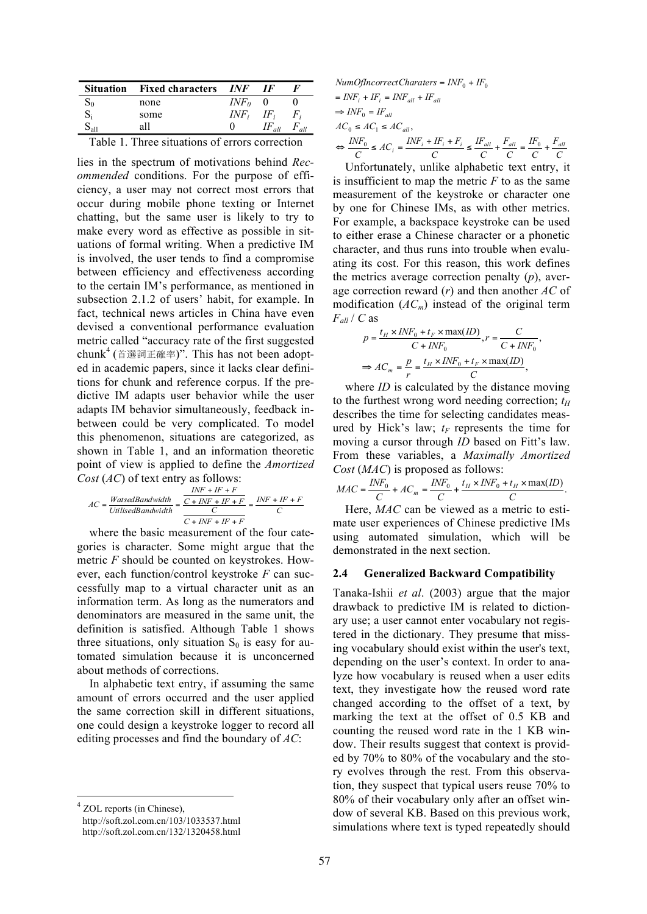| Situation | Fixed characters | *INF* | *IF* | *F* |
|---|---|---|---|---|
| $S_0$ | none | $INF_0$ | 0 | 0 |
| $S_i$ | some | $INF_i$ | $IF_i$ | $F_i$ |
| $S_{all}$ | all | 0 | $IF_{all}$ | $F_{all}$ |

Table 1. Three situations of errors correction

lies in the spectrum of motivations behind *Recommended* conditions. For the purpose of efficiency, a user may not correct most errors that occur during mobile phone texting or Internet chatting, but the same user is likely to try to make every word as effective as possible in situations of formal writing. When a predictive IM is involved, the user tends to find a compromise between efficiency and effectiveness according to the certain IM's performance, as mentioned in subsection 2.1.2 of users' habit, for example. In fact, technical news articles in China have even devised a conventional performance evaluation metric called "accuracy rate of the first suggested chunk[4] (首選詞正確率)". This has not been adopted in academic papers, since it lacks clear definitions for chunk and reference corpus. If the predictive IM adapts user behavior while the user adapts IM behavior simultaneously, feedback in-between could be very complicated. To model this phenomenon, situations are categorized, as shown in Table 1, and an information theoretic point of view is applied to define the *Amortized Cost* (*AC*) of text entry as follows:

$$AC = \frac{WatsedBandwidth}{UtilisedBandwidth} = \frac{\frac{INF + IF + F}{C + INF + IF + F}}{\frac{C}{C + INF + IF + F}} = \frac{INF + IF + F}{C}$$

where the basic measurement of the four categories is character. Some might argue that the metric *F* should be counted on keystrokes. However, each function/control keystroke *F* can successfully map to a virtual character unit as an information term. As long as the numerators and denominators are measured in the same unit, the definition is satisfied. Although Table 1 shows three situations, only situation $S_0$ is easy for automated simulation because it is unconcerned about methods of corrections.

In alphabetic text entry, if assuming the same amount of errors occurred and the user applied the same correction skill in different situations, one could design a keystroke logger to record all editing processes and find the boundary of *AC*:

$$\begin{aligned}
&NumOfIncorrectCharaters = INF_0 + IF_0 \\
&= INF_i + IF_i = INF_{all} + IF_{all} \\
&\Rightarrow INF_0 = IF_{all} \\
&AC_0 \le AC_1 \le AC_{all}, \\
&\Leftrightarrow \frac{INF_0}{C} \le AC_i = \frac{INF_i + IF_i + F_i}{C} \le \frac{IF_{all}}{C} + \frac{F_{all}}{C} = \frac{IF_0}{C} + \frac{F_{all}}{C}
\end{aligned}$$

Unfortunately, unlike alphabetic text entry, it is insufficient to map the metric *F* to as the same measurement of the keystroke or character one by one for Chinese IMs, as with other metrics. For example, a backspace keystroke can be used to either erase a Chinese character or a phonetic character, and thus runs into trouble when evaluating its cost. For this reason, this work defines the metrics average correction penalty (*p*), average correction reward (*r*) and then another *AC* of modification ($AC_m$) instead of the original term $F_{all} / C$ as

$$p = \frac{t_H \times INF_0 + t_F \times \max(ID)}{C + INF_0}, r = \frac{C}{C + INF_0},$$
$$\Rightarrow AC_m = \frac{p}{r} = \frac{t_H \times INF_0 + t_F \times \max(ID)}{C},$$

where *ID* is calculated by the distance moving to the furthest wrong word needing correction; $t_H$ describes the time for selecting candidates measured by Hick's law; $t_F$ represents the time for moving a cursor through *ID* based on Fitt's law. From these variables, a *Maximally Amortized Cost* (*MAC*) is proposed as follows:

$$MAC = \frac{INF_0}{C} + AC_m = \frac{INF_0}{C} + \frac{t_H \times INF_0 + t_H \times \max(ID)}{C}.$$

Here, *MAC* can be viewed as a metric to estimate user experiences of Chinese predictive IMs using automated simulation, which will be demonstrated in the next section.

### 2.4 Generalized Backward Compatibility

Tanaka-Ishii *et al*. (2003) argue that the major drawback to predictive IM is related to dictionary use; a user cannot enter vocabulary not registered in the dictionary. They presume that missing vocabulary should exist within the user's text, depending on the user's context. In order to analyze how vocabulary is reused when a user edits text, they investigate how the reused word rate changed according to the offset of a text, by marking the text at the offset of 0.5 KB and counting the reused word rate in the 1 KB window. Their results suggest that context is provided by 70% to 80% of the vocabulary and the story evolves through the rest. From this observation, they suspect that typical users reuse 70% to 80% of their vocabulary only after an offset window of several KB. Based on this previous work, simulations where text is typed repeatedly should

[4] ZOL reports (in Chinese),
http://soft.zol.com.cn/103/1033537.html
http://soft.zol.com.cn/132/1320458.html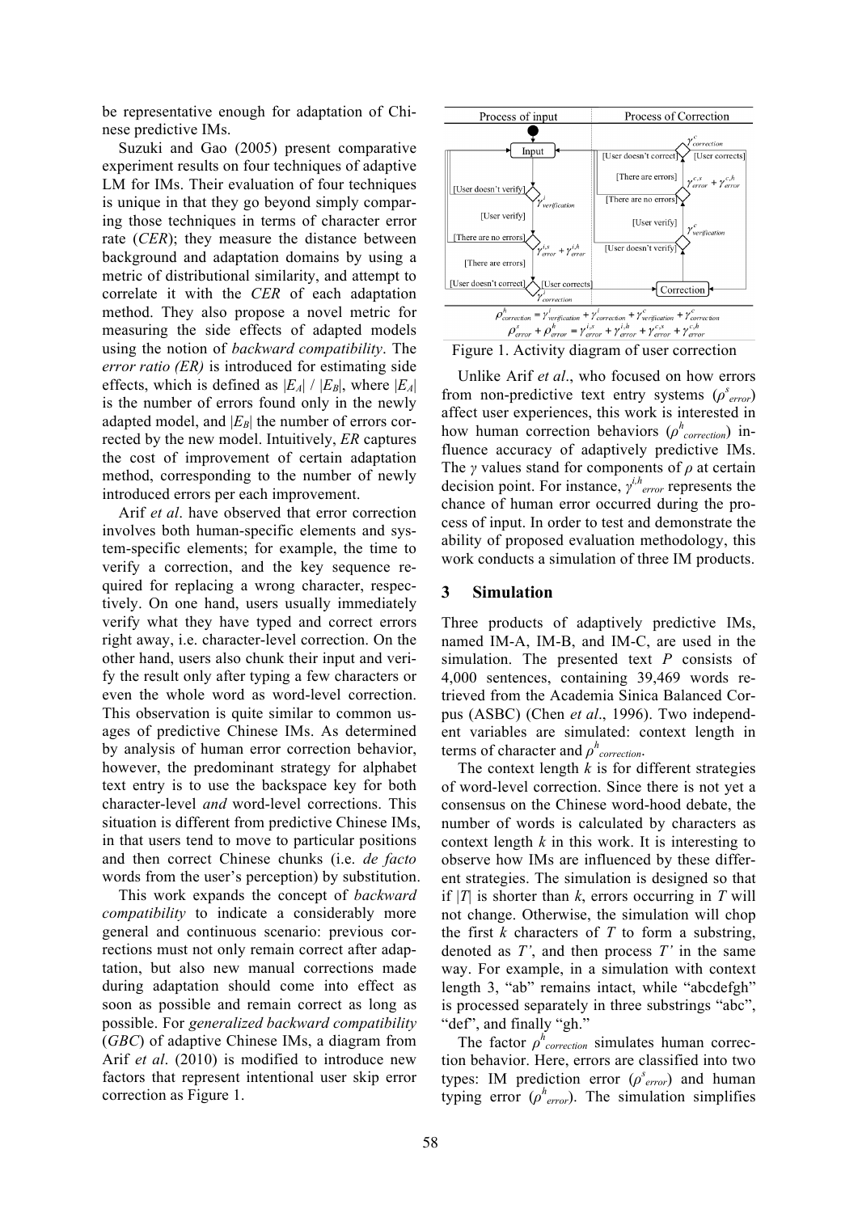be representative enough for adaptation of Chinese predictive IMs.

Suzuki and Gao (2005) present comparative experiment results on four techniques of adaptive LM for IMs. Their evaluation of four techniques is unique in that they go beyond simply comparing those techniques in terms of character error rate (*CER*); they measure the distance between background and adaptation domains by using a metric of distributional similarity, and attempt to correlate it with the *CER* of each adaptation method. They also propose a novel metric for measuring the side effects of adapted models using the notion of *backward compatibility*. The *error ratio (ER)* is introduced for estimating side effects, which is defined as $|E_A| / |E_B|$, where $|E_A|$ is the number of errors found only in the newly adapted model, and $|E_B|$ the number of errors corrected by the new model. Intuitively, *ER* captures the cost of improvement of certain adaptation method, corresponding to the number of newly introduced errors per each improvement.

Arif *et al*. have observed that error correction involves both human-specific elements and system-specific elements; for example, the time to verify a correction, and the key sequence required for replacing a wrong character, respectively. On one hand, users usually immediately verify what they have typed and correct errors right away, i.e. character-level correction. On the other hand, users also chunk their input and verify the result only after typing a few characters or even the whole word as word-level correction. This observation is quite similar to common usages of predictive Chinese IMs. As determined by analysis of human error correction behavior, however, the predominant strategy for alphabet text entry is to use the backspace key for both character-level *and* word-level corrections. This situation is different from predictive Chinese IMs, in that users tend to move to particular positions and then correct Chinese chunks (i.e. *de facto* words from the user's perception) by substitution.

This work expands the concept of *backward compatibility* to indicate a considerably more general and continuous scenario: previous corrections must not only remain correct after adaptation, but also new manual corrections made during adaptation should come into effect as soon as possible and remain correct as long as possible. For *generalized backward compatibility* (*GBC*) of adaptive Chinese IMs, a diagram from Arif *et al*. (2010) is modified to introduce new factors that represent intentional user skip error correction as Figure 1.

$$\rho^h_{correction} = \gamma^i_{verification} + \gamma^i_{correction} + \gamma^c_{verification} + \gamma^c_{correction}$$
$$\rho^s_{error} + \rho^h_{error} = \gamma^{i,s}_{error} + \gamma^{i,h}_{error} + \gamma^{c,s}_{error} + \gamma^{c,h}_{error}$$

Figure 1. Activity diagram of user correction

Unlike Arif *et al*., who focused on how errors from non-predictive text entry systems ($\rho^s_{error}$) affect user experiences, this work is interested in how human correction behaviors ($\rho^h_{correction}$) influence accuracy of adaptively predictive IMs. The $\gamma$ values stand for components of $\rho$ at certain decision point. For instance, $\gamma^{i,h}_{error}$ represents the chance of human error occurred during the process of input. In order to test and demonstrate the ability of proposed evaluation methodology, this work conducts a simulation of three IM products.

## 3 Simulation

Three products of adaptively predictive IMs, named IM-A, IM-B, and IM-C, are used in the simulation. The presented text $P$ consists of 4,000 sentences, containing 39,469 words retrieved from the Academia Sinica Balanced Corpus (ASBC) (Chen *et al*., 1996). Two independent variables are simulated: context length in terms of character and $\rho^h_{correction}$.

The context length $k$ is for different strategies of word-level correction. Since there is not yet a consensus on the Chinese word-hood debate, the number of words is calculated by characters as context length $k$ in this work. It is interesting to observe how IMs are influenced by these different strategies. The simulation is designed so that if $|T|$ is shorter than $k$, errors occurring in $T$ will not change. Otherwise, the simulation will chop the first $k$ characters of $T$ to form a substring, denoted as $T'$, and then process $T'$ in the same way. For example, in a simulation with context length 3, "ab" remains intact, while "abcdefgh" is processed separately in three substrings "abc", "def", and finally "gh."

The factor $\rho^h_{correction}$ simulates human correction behavior. Here, errors are classified into two types: IM prediction error ($\rho^s_{error}$) and human typing error ($\rho^h_{error}$). The simulation simplifies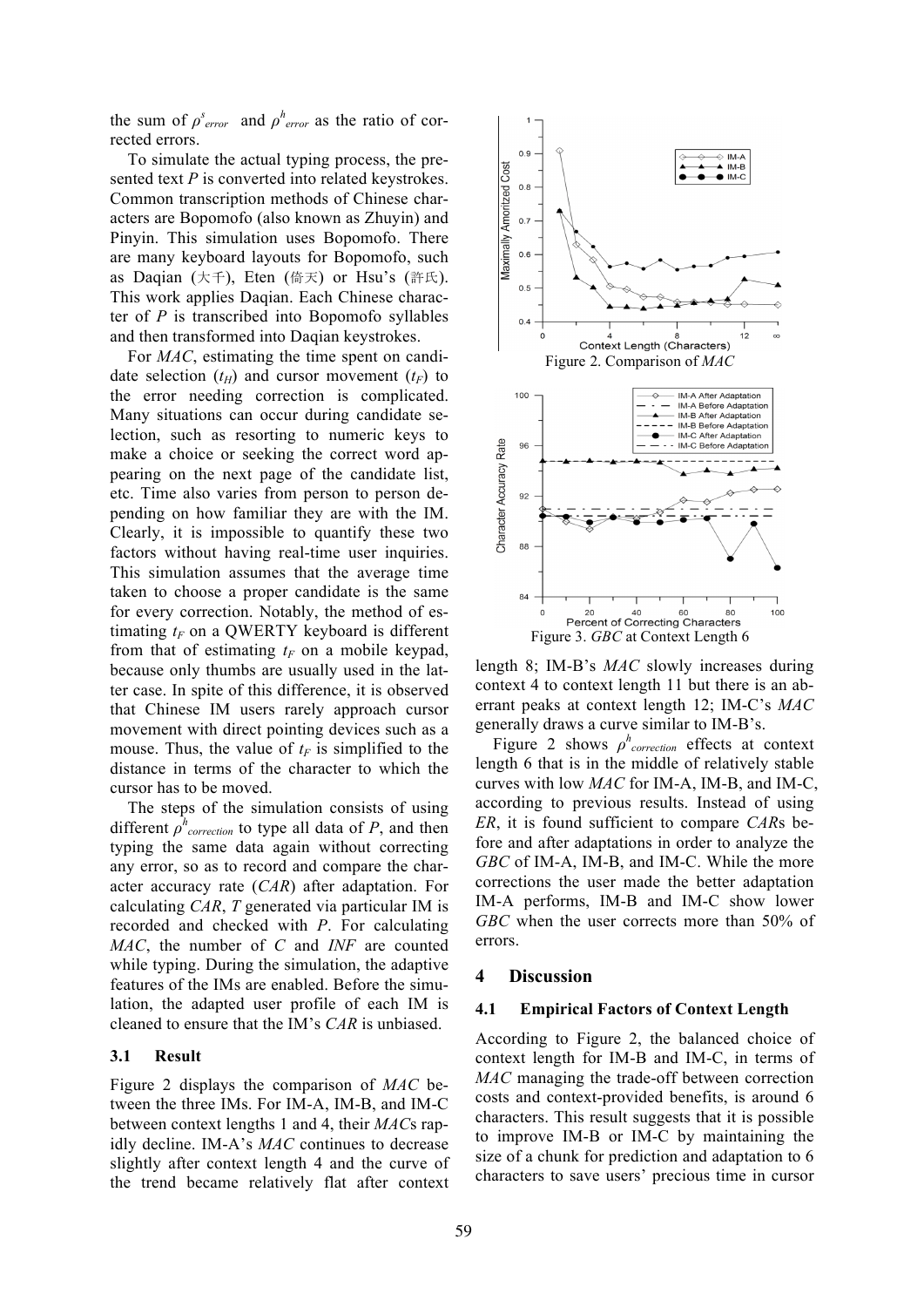the sum of $\rho^s_{error}$ and $\rho^h_{error}$ as the ratio of corrected errors.

To simulate the actual typing process, the presented text *P* is converted into related keystrokes. Common transcription methods of Chinese characters are Bopomofo (also known as Zhuyin) and Pinyin. This simulation uses Bopomofo. There are many keyboard layouts for Bopomofo, such as Daqian (大千), Eten (倚天) or Hsu's (許氏). This work applies Daqian. Each Chinese character of *P* is transcribed into Bopomofo syllables and then transformed into Daqian keystrokes.

For *MAC*, estimating the time spent on candidate selection ($t_H$) and cursor movement ($t_F$) to the error needing correction is complicated. Many situations can occur during candidate selection, such as resorting to numeric keys to make a choice or seeking the correct word appearing on the next page of the candidate list, etc. Time also varies from person to person depending on how familiar they are with the IM. Clearly, it is impossible to quantify these two factors without having real-time user inquiries. This simulation assumes that the average time taken to choose a proper candidate is the same for every correction. Notably, the method of estimating $t_F$ on a QWERTY keyboard is different from that of estimating $t_F$ on a mobile keypad, because only thumbs are usually used in the latter case. In spite of this difference, it is observed that Chinese IM users rarely approach cursor movement with direct pointing devices such as a mouse. Thus, the value of $t_F$ is simplified to the distance in terms of the character to which the cursor has to be moved.

The steps of the simulation consists of using different $\rho^h_{correction}$ to type all data of *P*, and then typing the same data again without correcting any error, so as to record and compare the character accuracy rate (*CAR*) after adaptation. For calculating *CAR*, *T* generated via particular IM is recorded and checked with *P*. For calculating *MAC*, the number of *C* and *INF* are counted while typing. During the simulation, the adaptive features of the IMs are enabled. Before the simulation, the adapted user profile of each IM is cleaned to ensure that the IM's *CAR* is unbiased.

### 3.1 Result

Figure 2 displays the comparison of *MAC* between the three IMs. For IM-A, IM-B, and IM-C between context lengths 1 and 4, their *MAC*s rapidly decline. IM-A's *MAC* continues to decrease slightly after context length 4 and the curve of the trend became relatively flat after context length 8; IM-B's *MAC* slowly increases during context 4 to context length 11 but there is an aberrant peaks at context length 12; IM-C's *MAC* generally draws a curve similar to IM-B's.

Figure 2. Comparison of *MAC*

Figure 3. *GBC* at Context Length 6

Figure 2 shows $\rho^h_{correction}$ effects at context length 6 that is in the middle of relatively stable curves with low *MAC* for IM-A, IM-B, and IM-C, according to previous results. Instead of using *ER*, it is found sufficient to compare *CAR*s before and after adaptations in order to analyze the *GBC* of IM-A, IM-B, and IM-C. While the more corrections the user made the better adaptation IM-A performs, IM-B and IM-C show lower *GBC* when the user corrects more than 50% of errors.

## 4 Discussion

### 4.1 Empirical Factors of Context Length

According to Figure 2, the balanced choice of context length for IM-B and IM-C, in terms of *MAC* managing the trade-off between correction costs and context-provided benefits, is around 6 characters. This result suggests that it is possible to improve IM-B or IM-C by maintaining the size of a chunk for prediction and adaptation to 6 characters to save users' precious time in cursor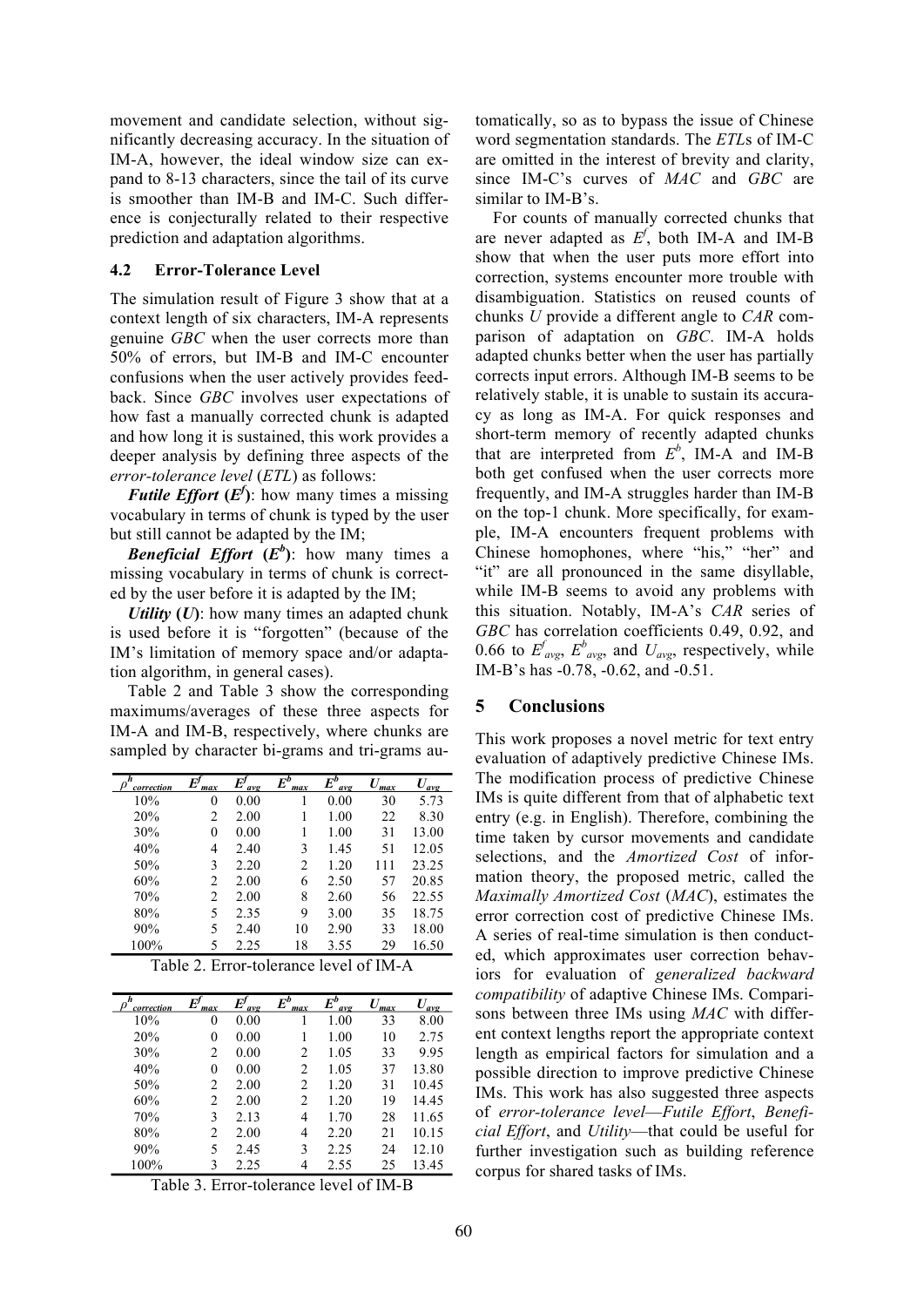movement and candidate selection, without significantly decreasing accuracy. In the situation of IM-A, however, the ideal window size can expand to 8-13 characters, since the tail of its curve is smoother than IM-B and IM-C. Such difference is conjecturally related to their respective prediction and adaptation algorithms.

### 4.2 Error-Tolerance Level

The simulation result of Figure 3 show that at a context length of six characters, IM-A represents genuine *GBC* when the user corrects more than 50% of errors, but IM-B and IM-C encounter confusions when the user actively provides feedback. Since *GBC* involves user expectations of how fast a manually corrected chunk is adapted and how long it is sustained, this work provides a deeper analysis by defining three aspects of the *error-tolerance level* (*ETL*) as follows:

***Futile Effort*** (**$E^f$**): how many times a missing vocabulary in terms of chunk is typed by the user but still cannot be adapted by the IM;

***Beneficial Effort*** (**$E^b$**): how many times a missing vocabulary in terms of chunk is corrected by the user before it is adapted by the IM;

***Utility*** (***U***): how many times an adapted chunk is used before it is "forgotten" (because of the IM's limitation of memory space and/or adaptation algorithm, in general cases).

Table 2 and Table 3 show the corresponding maximums/averages of these three aspects for IM-A and IM-B, respectively, where chunks are sampled by character bi-grams and tri-grams automatically, so as to bypass the issue of Chinese word segmentation standards. The *ETL*s of IM-C are omitted in the interest of brevity and clarity, since IM-C's curves of *MAC* and *GBC* are similar to IM-B's.

| $\rho^h_{correction}$ | $E^f_{max}$ | $E^f_{avg}$ | $E^b_{max}$ | $E^b_{avg}$ | $U_{max}$ | $U_{avg}$ |
|---|---|---|---|---|---|---|
| 10% | 0 | 0.00 | 1 | 0.00 | 30 | 5.73 |
| 20% | 2 | 2.00 | 1 | 1.00 | 22 | 8.30 |
| 30% | 0 | 0.00 | 1 | 1.00 | 31 | 13.00 |
| 40% | 4 | 2.40 | 3 | 1.45 | 51 | 12.05 |
| 50% | 3 | 2.20 | 2 | 1.20 | 111 | 23.25 |
| 60% | 2 | 2.00 | 6 | 2.50 | 57 | 20.85 |
| 70% | 2 | 2.00 | 8 | 2.60 | 56 | 22.55 |
| 80% | 5 | 2.35 | 9 | 3.00 | 35 | 18.75 |
| 90% | 5 | 2.40 | 10 | 2.90 | 33 | 18.00 |
| 100% | 5 | 2.25 | 18 | 3.55 | 29 | 16.50 |

Table 2. Error-tolerance level of IM-A

| $\rho^h_{correction}$ | $E^f_{max}$ | $E^f_{avg}$ | $E^b_{max}$ | $E^b_{avg}$ | $U_{max}$ | $U_{avg}$ |
|---|---|---|---|---|---|---|
| 10% | 0 | 0.00 | 1 | 1.00 | 33 | 8.00 |
| 20% | 0 | 0.00 | 1 | 1.00 | 10 | 2.75 |
| 30% | 2 | 0.00 | 2 | 1.05 | 33 | 9.95 |
| 40% | 0 | 0.00 | 2 | 1.05 | 37 | 13.80 |
| 50% | 2 | 2.00 | 2 | 1.20 | 31 | 10.45 |
| 60% | 2 | 2.00 | 2 | 1.20 | 19 | 14.45 |
| 70% | 3 | 2.13 | 4 | 1.70 | 28 | 11.65 |
| 80% | 2 | 2.00 | 4 | 2.20 | 21 | 10.15 |
| 90% | 5 | 2.45 | 3 | 2.25 | 24 | 12.10 |
| 100% | 3 | 2.25 | 4 | 2.55 | 25 | 13.45 |

Table 3. Error-tolerance level of IM-B

For counts of manually corrected chunks that are never adapted as $E^f$, both IM-A and IM-B show that when the user puts more effort into correction, systems encounter more trouble with disambiguation. Statistics on reused counts of chunks *U* provide a different angle to *CAR* comparison of adaptation on *GBC*. IM-A holds adapted chunks better when the user has partially corrects input errors. Although IM-B seems to be relatively stable, it is unable to sustain its accuracy as long as IM-A. For quick responses and short-term memory of recently adapted chunks that are interpreted from $E^b$, IM-A and IM-B both get confused when the user corrects more frequently, and IM-A struggles harder than IM-B on the top-1 chunk. More specifically, for example, IM-A encounters frequent problems with Chinese homophones, where "his," "her" and "it" are all pronounced in the same disyllable, while IM-B seems to avoid any problems with this situation. Notably, IM-A's *CAR* series of *GBC* has correlation coefficients 0.49, 0.92, and 0.66 to $E^f_{avg}$, $E^b_{avg}$, and $U_{avg}$, respectively, while IM-B's has -0.78, -0.62, and -0.51.

## 5 Conclusions

This work proposes a novel metric for text entry evaluation of adaptively predictive Chinese IMs. The modification process of predictive Chinese IMs is quite different from that of alphabetic text entry (e.g. in English). Therefore, combining the time taken by cursor movements and candidate selections, and the *Amortized Cost* of information theory, the proposed metric, called the *Maximally Amortized Cost* (*MAC*), estimates the error correction cost of predictive Chinese IMs. A series of real-time simulation is then conducted, which approximates user correction behaviors for evaluation of *generalized backward compatibility* of adaptive Chinese IMs. Comparisons between three IMs using *MAC* with different context lengths report the appropriate context length as empirical factors for simulation and a possible direction to improve predictive Chinese IMs. This work has also suggested three aspects of *error-tolerance level*—*Futile Effort*, *Beneficial Effort*, and *Utility*—that could be useful for further investigation such as building reference corpus for shared tasks of IMs.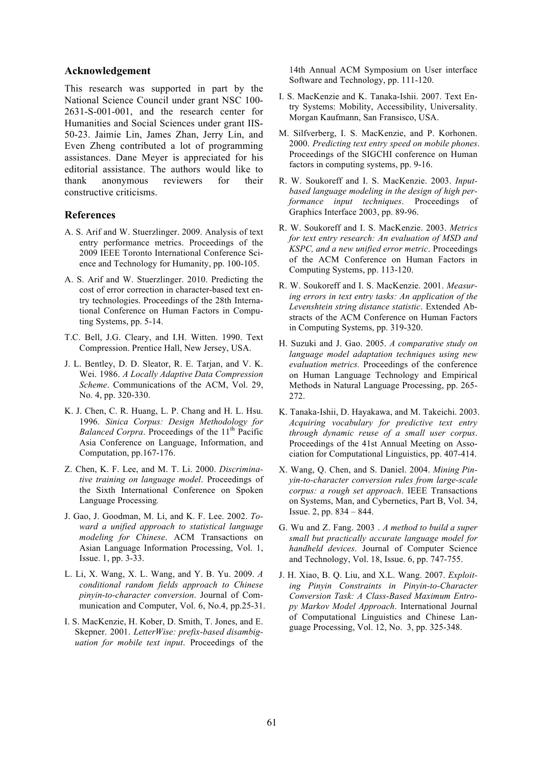## Acknowledgement

This research was supported in part by the National Science Council under grant NSC 100-2631-S-001-001, and the research center for Humanities and Social Sciences under grant IIS-50-23. Jaimie Lin, James Zhan, Jerry Lin, and Even Zheng contributed a lot of programming assistances. Dane Meyer is appreciated for his editorial assistance. The authors would like to thank anonymous reviewers for their constructive criticisms.

## References

A. S. Arif and W. Stuerzlinger. 2009. Analysis of text entry performance metrics. Proceedings of the 2009 IEEE Toronto International Conference Science and Technology for Humanity, pp. 100-105.

A. S. Arif and W. Stuerzlinger. 2010. Predicting the cost of error correction in character-based text entry technologies. Proceedings of the 28th International Conference on Human Factors in Computing Systems, pp. 5-14.

T.C. Bell, J.G. Cleary, and I.H. Witten. 1990. Text Compression. Prentice Hall, New Jersey, USA.

J. L. Bentley, D. D. Sleator, R. E. Tarjan, and V. K. Wei. 1986. *A Locally Adaptive Data Compression Scheme*. Communications of the ACM, Vol. 29, No. 4, pp. 320-330.

K. J. Chen, C. R. Huang, L. P. Chang and H. L. Hsu. 1996. *Sinica Corpus: Design Methodology for Balanced Corpra*. Proceedings of the 11th Pacific Asia Conference on Language, Information, and Computation, pp.167-176.

Z. Chen, K. F. Lee, and M. T. Li. 2000. *Discriminative training on language model*. Proceedings of the Sixth International Conference on Spoken Language Processing.

J. Gao, J. Goodman, M. Li, and K. F. Lee. 2002. *Toward a unified approach to statistical language modeling for Chinese*. ACM Transactions on Asian Language Information Processing, Vol. 1, Issue. 1, pp. 3-33.

L. Li, X. Wang, X. L. Wang, and Y. B. Yu. 2009. *A conditional random fields approach to Chinese pinyin-to-character conversion*. Journal of Communication and Computer, Vol. 6, No.4, pp.25-31.

I. S. MacKenzie, H. Kober, D. Smith, T. Jones, and E. Skepner. 2001. *LetterWise: prefix-based disambiguation for mobile text input*. Proceedings of the 14th Annual ACM Symposium on User interface Software and Technology, pp. 111-120.

I. S. MacKenzie and K. Tanaka-Ishii. 2007. Text Entry Systems: Mobility, Accessibility, Universality. Morgan Kaufmann, San Fransisco, USA.

M. Silfverberg, I. S. MacKenzie, and P. Korhonen. 2000. *Predicting text entry speed on mobile phones*. Proceedings of the SIGCHI conference on Human factors in computing systems, pp. 9-16.

R. W. Soukoreff and I. S. MacKenzie. 2003. *Input-based language modeling in the design of high performance input techniques*. Proceedings of Graphics Interface 2003, pp. 89-96.

R. W. Soukoreff and I. S. MacKenzie. 2003. *Metrics for text entry research: An evaluation of MSD and KSPC, and a new unified error metric*. Proceedings of the ACM Conference on Human Factors in Computing Systems, pp. 113-120.

R. W. Soukoreff and I. S. MacKenzie. 2001. *Measuring errors in text entry tasks: An application of the Levenshtein string distance statistic*. Extended Abstracts of the ACM Conference on Human Factors in Computing Systems, pp. 319-320.

H. Suzuki and J. Gao. 2005. *A comparative study on language model adaptation techniques using new evaluation metrics.* Proceedings of the conference on Human Language Technology and Empirical Methods in Natural Language Processing, pp. 265-272.

K. Tanaka-Ishii, D. Hayakawa, and M. Takeichi. 2003. *Acquiring vocabulary for predictive text entry through dynamic reuse of a small user corpus*. Proceedings of the 41st Annual Meeting on Association for Computational Linguistics, pp. 407-414.

X. Wang, Q. Chen, and S. Daniel. 2004. *Mining Pinyin-to-character conversion rules from large-scale corpus: a rough set approach*. IEEE Transactions on Systems, Man, and Cybernetics, Part B, Vol. 34, Issue. 2, pp. 834 – 844.

G. Wu and Z. Fang. 2003 . *A method to build a super small but practically accurate language model for handheld devices*. Journal of Computer Science and Technology, Vol. 18, Issue. 6, pp. 747-755.

J. H. Xiao, B. Q. Liu, and X.L. Wang. 2007. *Exploiting Pinyin Constraints in Pinyin-to-Character Conversion Task: A Class-Based Maximum Entropy Markov Model Approach*. International Journal of Computational Linguistics and Chinese Language Processing, Vol. 12, No. 3, pp. 325-348.